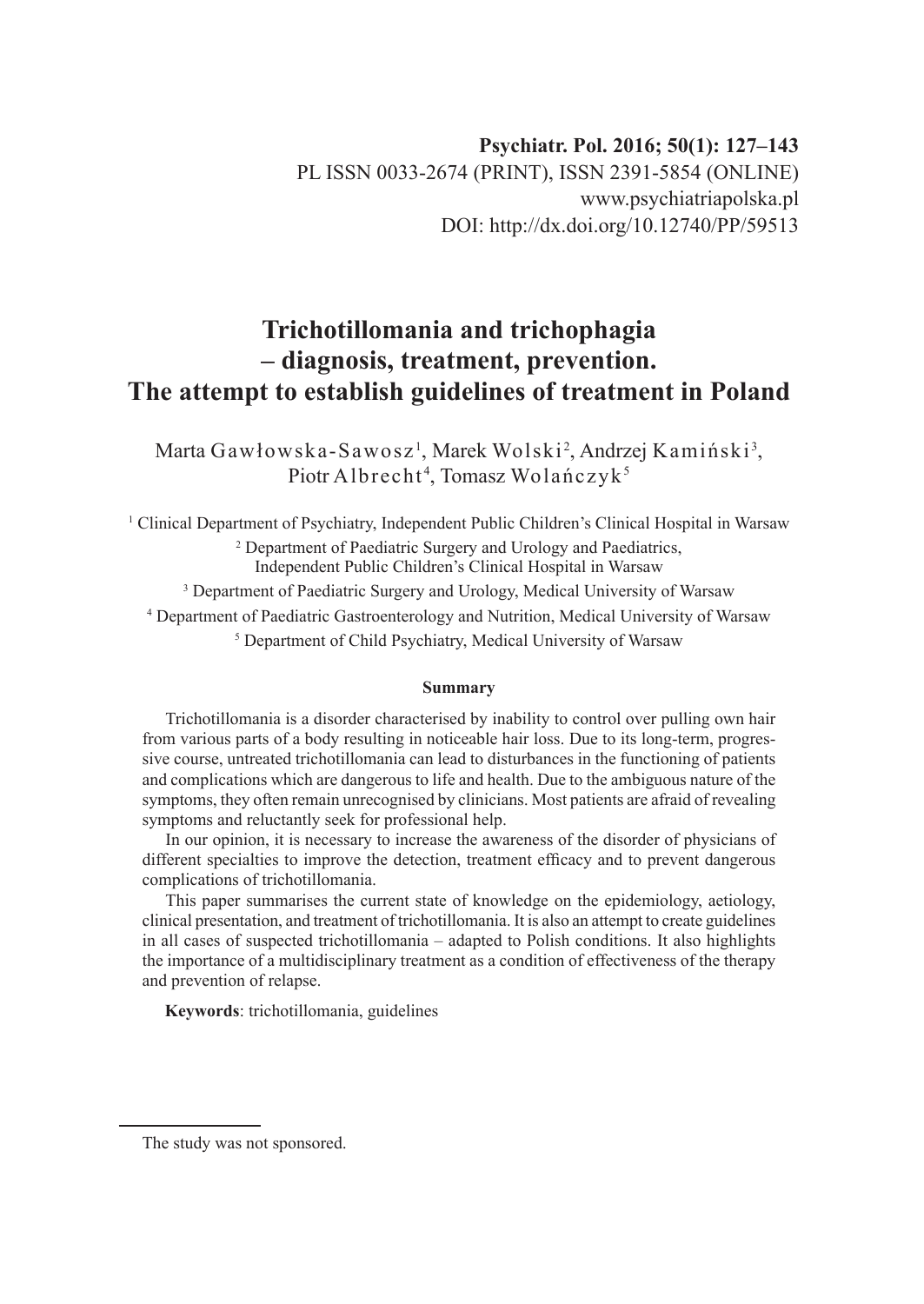Psychiatr. Pol. 2016; 50(1): 127–143
PL ISSN 0033-2674 (PRINT), ISSN 2391-5854 (ONLINE)
www.psychiatriapolska.pl
DOI: http://dx.doi.org/10.12740/PP/59513

# Trichotillomania and trichophagia – diagnosis, treatment, prevention. The attempt to establish guidelines of treatment in Poland

Marta Gawłowska-Sawosz [1], Marek Wolski [2], Andrzej Kamiński [3], Piotr Albrecht [4], Tomasz Wolańczyk [5]

[1] Clinical Department of Psychiatry, Independent Public Children's Clinical Hospital in Warsaw

[2] Department of Paediatric Surgery and Urology and Paediatrics, Independent Public Children's Clinical Hospital in Warsaw

[3] Department of Paediatric Surgery and Urology, Medical University of Warsaw

[4] Department of Paediatric Gastroenterology and Nutrition, Medical University of Warsaw

[5] Department of Child Psychiatry, Medical University of Warsaw

### Summary

Trichotillomania is a disorder characterised by inability to control over pulling own hair from various parts of a body resulting in noticeable hair loss. Due to its long-term, progressive course, untreated trichotillomania can lead to disturbances in the functioning of patients and complications which are dangerous to life and health. Due to the ambiguous nature of the symptoms, they often remain unrecognised by clinicians. Most patients are afraid of revealing symptoms and reluctantly seek for professional help.

In our opinion, it is necessary to increase the awareness of the disorder of physicians of different specialties to improve the detection, treatment efficacy and to prevent dangerous complications of trichotillomania.

This paper summarises the current state of knowledge on the epidemiology, aetiology, clinical presentation, and treatment of trichotillomania. It is also an attempt to create guidelines in all cases of suspected trichotillomania – adapted to Polish conditions. It also highlights the importance of a multidisciplinary treatment as a condition of effectiveness of the therapy and prevention of relapse.

**Keywords**: trichotillomania, guidelines

The study was not sponsored.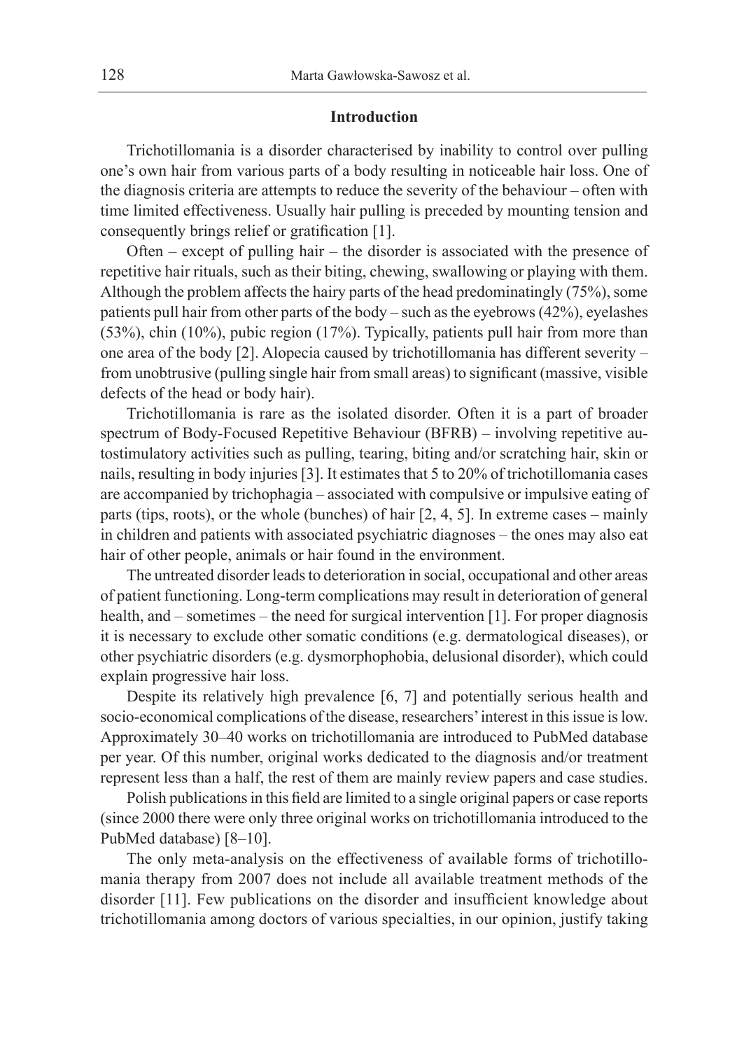## Introduction

Trichotillomania is a disorder characterised by inability to control over pulling one's own hair from various parts of a body resulting in noticeable hair loss. One of the diagnosis criteria are attempts to reduce the severity of the behaviour – often with time limited effectiveness. Usually hair pulling is preceded by mounting tension and consequently brings relief or gratification [1].

Often – except of pulling hair – the disorder is associated with the presence of repetitive hair rituals, such as their biting, chewing, swallowing or playing with them. Although the problem affects the hairy parts of the head predominatingly (75%), some patients pull hair from other parts of the body – such as the eyebrows (42%), eyelashes (53%), chin (10%), pubic region (17%). Typically, patients pull hair from more than one area of the body [2]. Alopecia caused by trichotillomania has different severity – from unobtrusive (pulling single hair from small areas) to significant (massive, visible defects of the head or body hair).

Trichotillomania is rare as the isolated disorder. Often it is a part of broader spectrum of Body-Focused Repetitive Behaviour (BFRB) – involving repetitive autostimulatory activities such as pulling, tearing, biting and/or scratching hair, skin or nails, resulting in body injuries [3]. It estimates that 5 to 20% of trichotillomania cases are accompanied by trichophagia – associated with compulsive or impulsive eating of parts (tips, roots), or the whole (bunches) of hair [2, 4, 5]. In extreme cases – mainly in children and patients with associated psychiatric diagnoses – the ones may also eat hair of other people, animals or hair found in the environment.

The untreated disorder leads to deterioration in social, occupational and other areas of patient functioning. Long-term complications may result in deterioration of general health, and – sometimes – the need for surgical intervention [1]. For proper diagnosis it is necessary to exclude other somatic conditions (e.g. dermatological diseases), or other psychiatric disorders (e.g. dysmorphophobia, delusional disorder), which could explain progressive hair loss.

Despite its relatively high prevalence [6, 7] and potentially serious health and socio-economical complications of the disease, researchers' interest in this issue is low. Approximately 30–40 works on trichotillomania are introduced to PubMed database per year. Of this number, original works dedicated to the diagnosis and/or treatment represent less than a half, the rest of them are mainly review papers and case studies.

Polish publications in this field are limited to a single original papers or case reports (since 2000 there were only three original works on trichotillomania introduced to the PubMed database) [8–10].

The only meta-analysis on the effectiveness of available forms of trichotillomania therapy from 2007 does not include all available treatment methods of the disorder [11]. Few publications on the disorder and insufficient knowledge about trichotillomania among doctors of various specialties, in our opinion, justify taking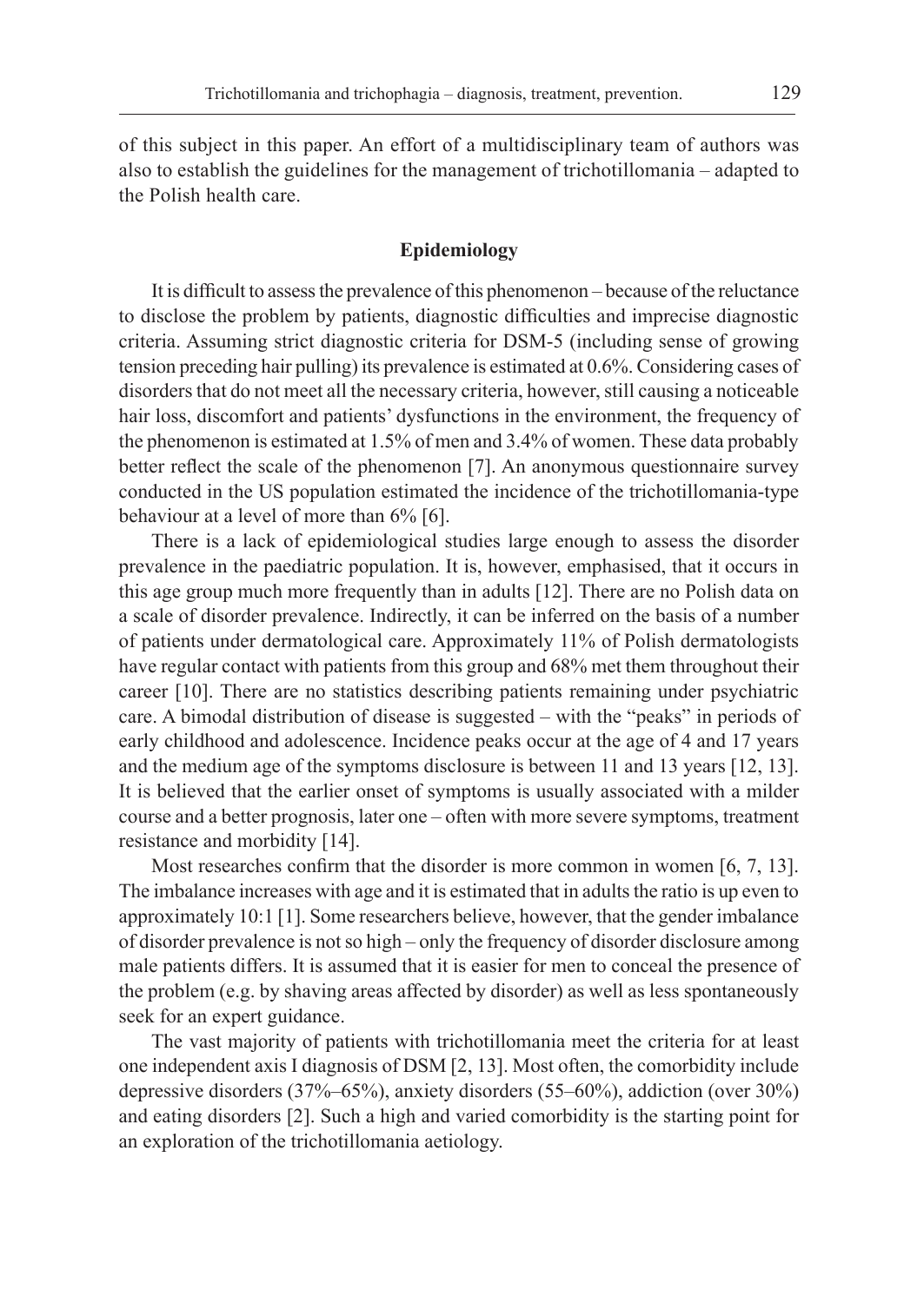of this subject in this paper. An effort of a multidisciplinary team of authors was also to establish the guidelines for the management of trichotillomania – adapted to the Polish health care.

## Epidemiology

It is difficult to assess the prevalence of this phenomenon – because of the reluctance to disclose the problem by patients, diagnostic difficulties and imprecise diagnostic criteria. Assuming strict diagnostic criteria for DSM-5 (including sense of growing tension preceding hair pulling) its prevalence is estimated at 0.6%. Considering cases of disorders that do not meet all the necessary criteria, however, still causing a noticeable hair loss, discomfort and patients' dysfunctions in the environment, the frequency of the phenomenon is estimated at 1.5% of men and 3.4% of women. These data probably better reflect the scale of the phenomenon [7]. An anonymous questionnaire survey conducted in the US population estimated the incidence of the trichotillomania-type behaviour at a level of more than 6% [6].

There is a lack of epidemiological studies large enough to assess the disorder prevalence in the paediatric population. It is, however, emphasised, that it occurs in this age group much more frequently than in adults [12]. There are no Polish data on a scale of disorder prevalence. Indirectly, it can be inferred on the basis of a number of patients under dermatological care. Approximately 11% of Polish dermatologists have regular contact with patients from this group and 68% met them throughout their career [10]. There are no statistics describing patients remaining under psychiatric care. A bimodal distribution of disease is suggested – with the "peaks" in periods of early childhood and adolescence. Incidence peaks occur at the age of 4 and 17 years and the medium age of the symptoms disclosure is between 11 and 13 years [12, 13]. It is believed that the earlier onset of symptoms is usually associated with a milder course and a better prognosis, later one – often with more severe symptoms, treatment resistance and morbidity [14].

Most researches confirm that the disorder is more common in women [6, 7, 13]. The imbalance increases with age and it is estimated that in adults the ratio is up even to approximately 10:1 [1]. Some researchers believe, however, that the gender imbalance of disorder prevalence is not so high – only the frequency of disorder disclosure among male patients differs. It is assumed that it is easier for men to conceal the presence of the problem (e.g. by shaving areas affected by disorder) as well as less spontaneously seek for an expert guidance.

The vast majority of patients with trichotillomania meet the criteria for at least one independent axis I diagnosis of DSM [2, 13]. Most often, the comorbidity include depressive disorders (37%–65%), anxiety disorders (55–60%), addiction (over 30%) and eating disorders [2]. Such a high and varied comorbidity is the starting point for an exploration of the trichotillomania aetiology.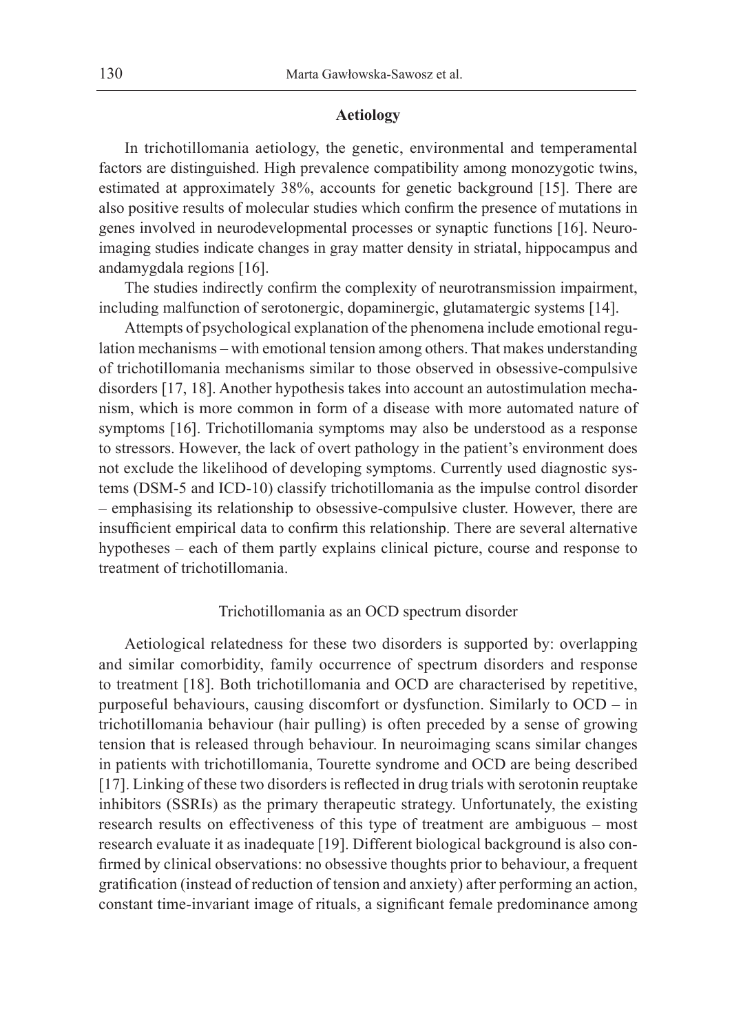## Aetiology

In trichotillomania aetiology, the genetic, environmental and temperamental factors are distinguished. High prevalence compatibility among monozygotic twins, estimated at approximately 38%, accounts for genetic background [15]. There are also positive results of molecular studies which confirm the presence of mutations in genes involved in neurodevelopmental processes or synaptic functions [16]. Neuroimaging studies indicate changes in gray matter density in striatal, hippocampus and andamygdala regions [16].

The studies indirectly confirm the complexity of neurotransmission impairment, including malfunction of serotonergic, dopaminergic, glutamatergic systems [14].

Attempts of psychological explanation of the phenomena include emotional regulation mechanisms – with emotional tension among others. That makes understanding of trichotillomania mechanisms similar to those observed in obsessive-compulsive disorders [17, 18]. Another hypothesis takes into account an autostimulation mechanism, which is more common in form of a disease with more automated nature of symptoms [16]. Trichotillomania symptoms may also be understood as a response to stressors. However, the lack of overt pathology in the patient's environment does not exclude the likelihood of developing symptoms. Currently used diagnostic systems (DSM-5 and ICD-10) classify trichotillomania as the impulse control disorder – emphasising its relationship to obsessive-compulsive cluster. However, there are insufficient empirical data to confirm this relationship. There are several alternative hypotheses – each of them partly explains clinical picture, course and response to treatment of trichotillomania.

### Trichotillomania as an OCD spectrum disorder

Aetiological relatedness for these two disorders is supported by: overlapping and similar comorbidity, family occurrence of spectrum disorders and response to treatment [18]. Both trichotillomania and OCD are characterised by repetitive, purposeful behaviours, causing discomfort or dysfunction. Similarly to OCD – in trichotillomania behaviour (hair pulling) is often preceded by a sense of growing tension that is released through behaviour. In neuroimaging scans similar changes in patients with trichotillomania, Tourette syndrome and OCD are being described [17]. Linking of these two disorders is reflected in drug trials with serotonin reuptake inhibitors (SSRIs) as the primary therapeutic strategy. Unfortunately, the existing research results on effectiveness of this type of treatment are ambiguous – most research evaluate it as inadequate [19]. Different biological background is also confirmed by clinical observations: no obsessive thoughts prior to behaviour, a frequent gratification (instead of reduction of tension and anxiety) after performing an action, constant time-invariant image of rituals, a significant female predominance among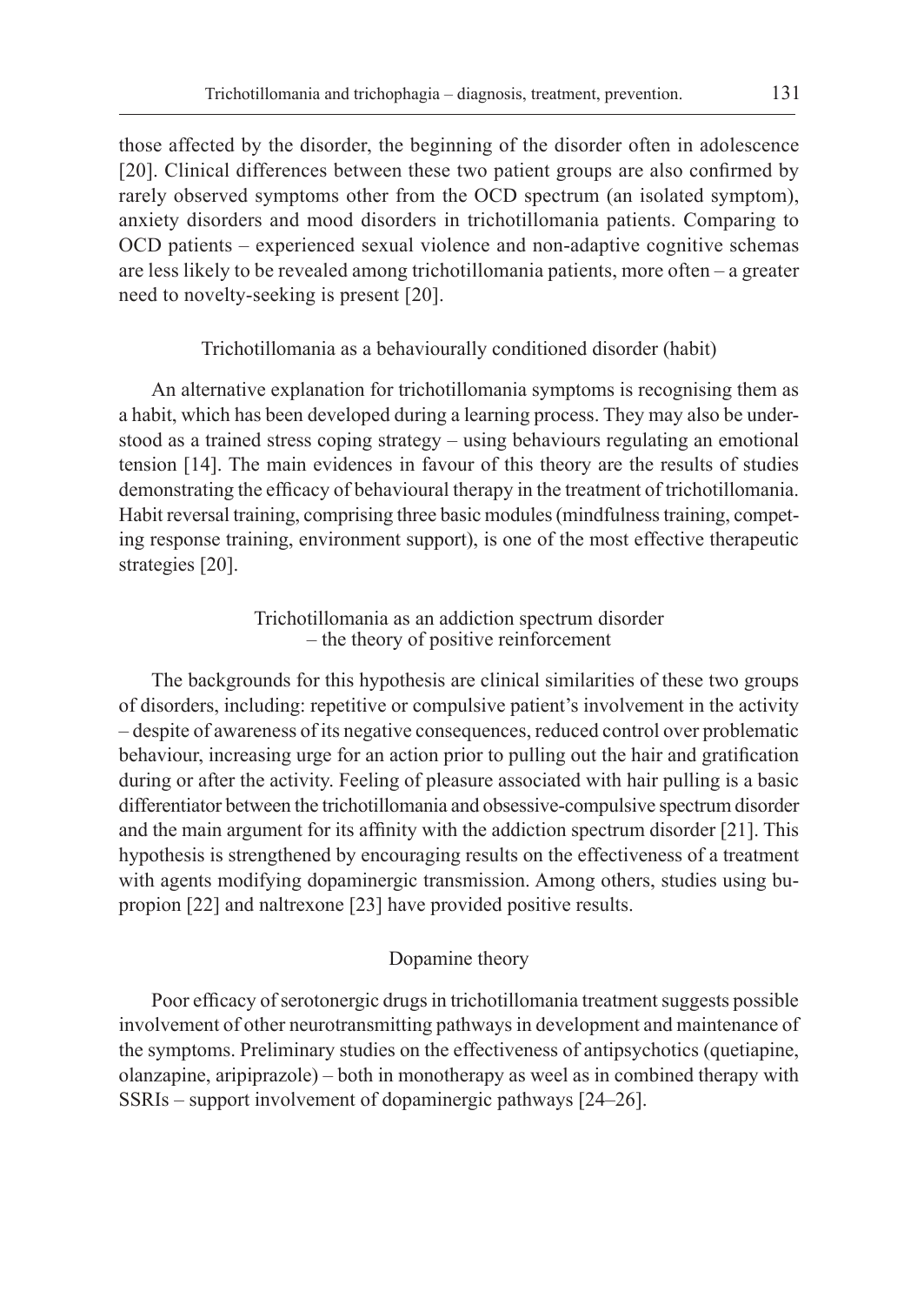those affected by the disorder, the beginning of the disorder often in adolescence [20]. Clinical differences between these two patient groups are also confirmed by rarely observed symptoms other from the OCD spectrum (an isolated symptom), anxiety disorders and mood disorders in trichotillomania patients. Comparing to OCD patients – experienced sexual violence and non-adaptive cognitive schemas are less likely to be revealed among trichotillomania patients, more often – a greater need to novelty-seeking is present [20].

### Trichotillomania as a behaviourally conditioned disorder (habit)

An alternative explanation for trichotillomania symptoms is recognising them as a habit, which has been developed during a learning process. They may also be understood as a trained stress coping strategy – using behaviours regulating an emotional tension [14]. The main evidences in favour of this theory are the results of studies demonstrating the efficacy of behavioural therapy in the treatment of trichotillomania. Habit reversal training, comprising three basic modules (mindfulness training, competing response training, environment support), is one of the most effective therapeutic strategies [20].

### Trichotillomania as an addiction spectrum disorder – the theory of positive reinforcement

The backgrounds for this hypothesis are clinical similarities of these two groups of disorders, including: repetitive or compulsive patient's involvement in the activity – despite of awareness of its negative consequences, reduced control over problematic behaviour, increasing urge for an action prior to pulling out the hair and gratification during or after the activity. Feeling of pleasure associated with hair pulling is a basic differentiator between the trichotillomania and obsessive-compulsive spectrum disorder and the main argument for its affinity with the addiction spectrum disorder [21]. This hypothesis is strengthened by encouraging results on the effectiveness of a treatment with agents modifying dopaminergic transmission. Among others, studies using bupropion [22] and naltrexone [23] have provided positive results.

### Dopamine theory

Poor efficacy of serotonergic drugs in trichotillomania treatment suggests possible involvement of other neurotransmitting pathways in development and maintenance of the symptoms. Preliminary studies on the effectiveness of antipsychotics (quetiapine, olanzapine, aripiprazole) – both in monotherapy as weel as in combined therapy with SSRIs – support involvement of dopaminergic pathways [24–26].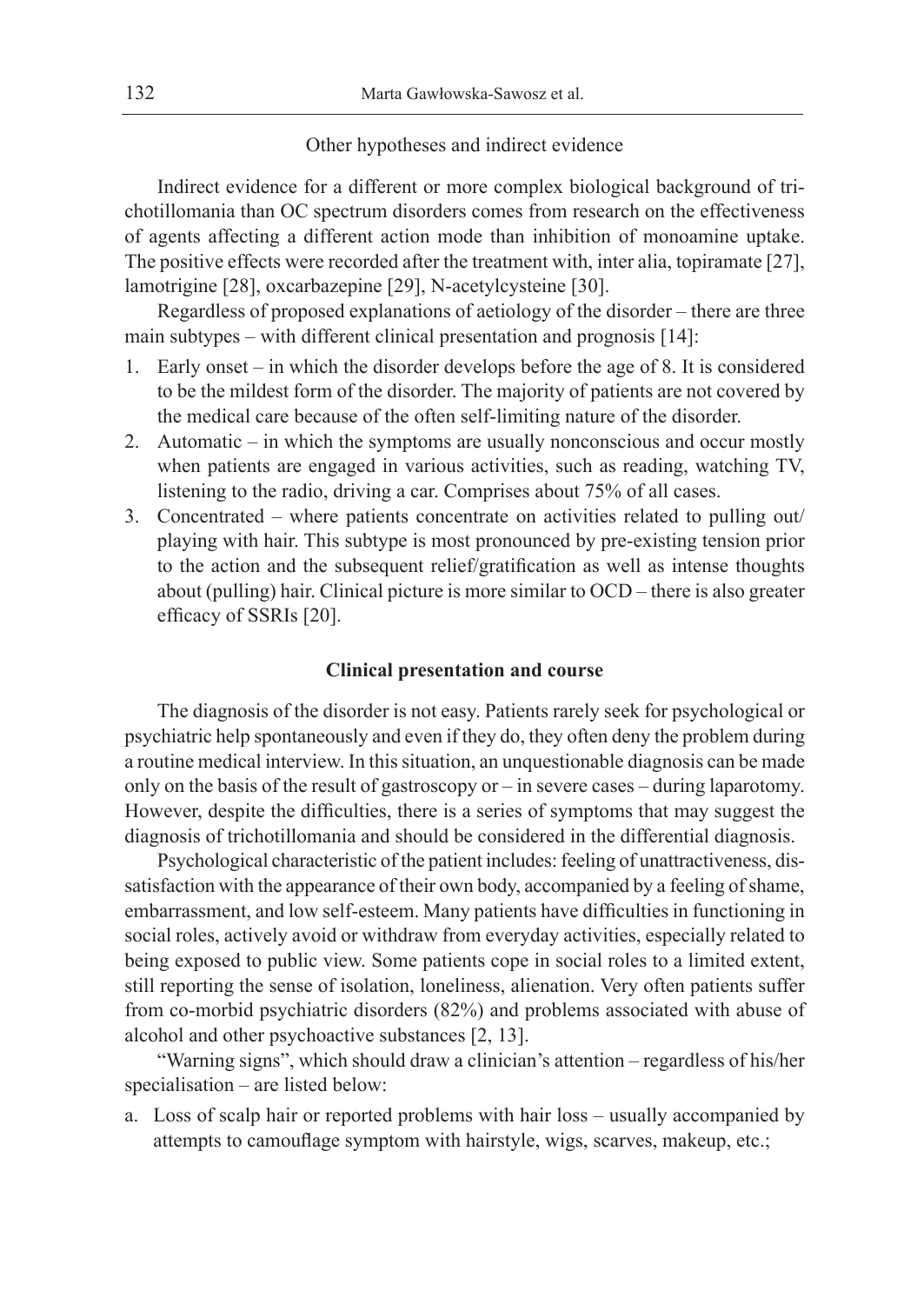## Other hypotheses and indirect evidence

Indirect evidence for a different or more complex biological background of trichotillomania than OC spectrum disorders comes from research on the effectiveness of agents affecting a different action mode than inhibition of monoamine uptake. The positive effects were recorded after the treatment with, inter alia, topiramate [27], lamotrigine [28], oxcarbazepine [29], N-acetylcysteine [30].

Regardless of proposed explanations of aetiology of the disorder – there are three main subtypes – with different clinical presentation and prognosis [14]:

1. Early onset – in which the disorder develops before the age of 8. It is considered to be the mildest form of the disorder. The majority of patients are not covered by the medical care because of the often self-limiting nature of the disorder.
2. Automatic – in which the symptoms are usually nonconscious and occur mostly when patients are engaged in various activities, such as reading, watching TV, listening to the radio, driving a car. Comprises about 75% of all cases.
3. Concentrated – where patients concentrate on activities related to pulling out/playing with hair. This subtype is most pronounced by pre-existing tension prior to the action and the subsequent relief/gratification as well as intense thoughts about (pulling) hair. Clinical picture is more similar to OCD – there is also greater efficacy of SSRIs [20].

## Clinical presentation and course

The diagnosis of the disorder is not easy. Patients rarely seek for psychological or psychiatric help spontaneously and even if they do, they often deny the problem during a routine medical interview. In this situation, an unquestionable diagnosis can be made only on the basis of the result of gastroscopy or – in severe cases – during laparotomy. However, despite the difficulties, there is a series of symptoms that may suggest the diagnosis of trichotillomania and should be considered in the differential diagnosis.

Psychological characteristic of the patient includes: feeling of unattractiveness, dissatisfaction with the appearance of their own body, accompanied by a feeling of shame, embarrassment, and low self-esteem. Many patients have difficulties in functioning in social roles, actively avoid or withdraw from everyday activities, especially related to being exposed to public view. Some patients cope in social roles to a limited extent, still reporting the sense of isolation, loneliness, alienation. Very often patients suffer from co-morbid psychiatric disorders (82%) and problems associated with abuse of alcohol and other psychoactive substances [2, 13].

"Warning signs", which should draw a clinician's attention – regardless of his/her specialisation – are listed below:

a. Loss of scalp hair or reported problems with hair loss – usually accompanied by attempts to camouflage symptom with hairstyle, wigs, scarves, makeup, etc.;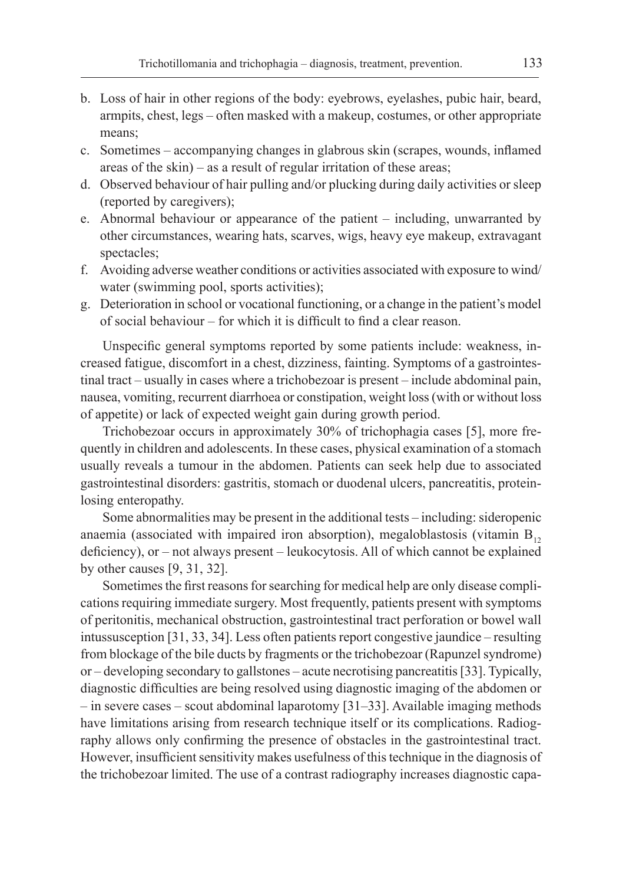b. Loss of hair in other regions of the body: eyebrows, eyelashes, pubic hair, beard, armpits, chest, legs – often masked with a makeup, costumes, or other appropriate means;
c. Sometimes – accompanying changes in glabrous skin (scrapes, wounds, inflamed areas of the skin) – as a result of regular irritation of these areas;
d. Observed behaviour of hair pulling and/or plucking during daily activities or sleep (reported by caregivers);
e. Abnormal behaviour or appearance of the patient – including, unwarranted by other circumstances, wearing hats, scarves, wigs, heavy eye makeup, extravagant spectacles;
f. Avoiding adverse weather conditions or activities associated with exposure to wind/ water (swimming pool, sports activities);
g. Deterioration in school or vocational functioning, or a change in the patient's model of social behaviour – for which it is difficult to find a clear reason.

Unspecific general symptoms reported by some patients include: weakness, increased fatigue, discomfort in a chest, dizziness, fainting. Symptoms of a gastrointestinal tract – usually in cases where a trichobezoar is present – include abdominal pain, nausea, vomiting, recurrent diarrhoea or constipation, weight loss (with or without loss of appetite) or lack of expected weight gain during growth period.

Trichobezoar occurs in approximately 30% of trichophagia cases [5], more frequently in children and adolescents. In these cases, physical examination of a stomach usually reveals a tumour in the abdomen. Patients can seek help due to associated gastrointestinal disorders: gastritis, stomach or duodenal ulcers, pancreatitis, protein-losing enteropathy.

Some abnormalities may be present in the additional tests – including: sideropenic anaemia (associated with impaired iron absorption), megaloblastosis (vitamin $B_{12}$ deficiency), or – not always present – leukocytosis. All of which cannot be explained by other causes [9, 31, 32].

Sometimes the first reasons for searching for medical help are only disease complications requiring immediate surgery. Most frequently, patients present with symptoms of peritonitis, mechanical obstruction, gastrointestinal tract perforation or bowel wall intussusception [31, 33, 34]. Less often patients report congestive jaundice – resulting from blockage of the bile ducts by fragments or the trichobezoar (Rapunzel syndrome) or – developing secondary to gallstones – acute necrotising pancreatitis [33]. Typically, diagnostic difficulties are being resolved using diagnostic imaging of the abdomen or – in severe cases – scout abdominal laparotomy [31–33]. Available imaging methods have limitations arising from research technique itself or its complications. Radiography allows only confirming the presence of obstacles in the gastrointestinal tract. However, insufficient sensitivity makes usefulness of this technique in the diagnosis of the trichobezoar limited. The use of a contrast radiography increases diagnostic capa-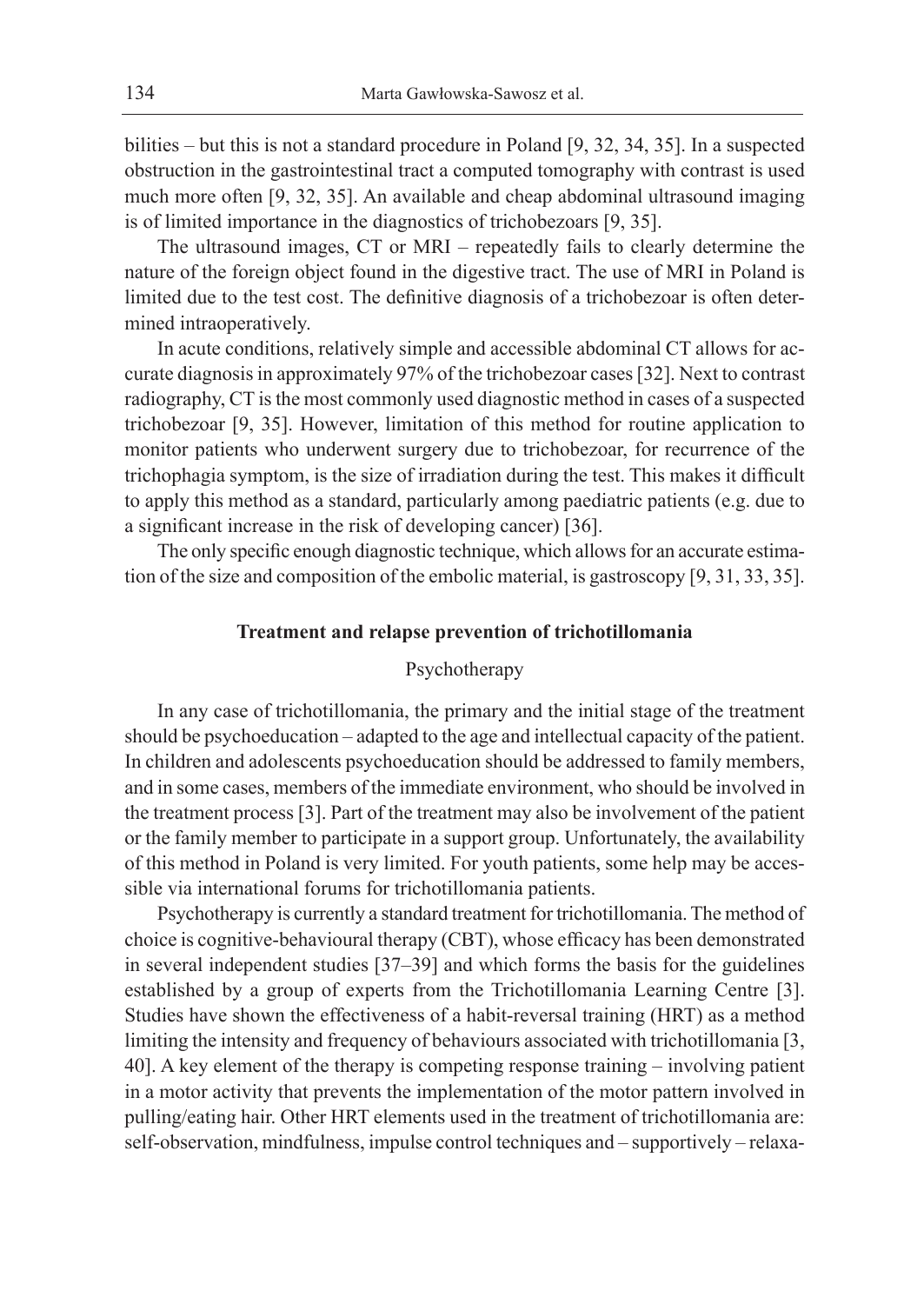bilities – but this is not a standard procedure in Poland [9, 32, 34, 35]. In a suspected obstruction in the gastrointestinal tract a computed tomography with contrast is used much more often [9, 32, 35]. An available and cheap abdominal ultrasound imaging is of limited importance in the diagnostics of trichobezoars [9, 35].

The ultrasound images, CT or MRI – repeatedly fails to clearly determine the nature of the foreign object found in the digestive tract. The use of MRI in Poland is limited due to the test cost. The definitive diagnosis of a trichobezoar is often determined intraoperatively.

In acute conditions, relatively simple and accessible abdominal CT allows for accurate diagnosis in approximately 97% of the trichobezoar cases [32]. Next to contrast radiography, CT is the most commonly used diagnostic method in cases of a suspected trichobezoar [9, 35]. However, limitation of this method for routine application to monitor patients who underwent surgery due to trichobezoar, for recurrence of the trichophagia symptom, is the size of irradiation during the test. This makes it difficult to apply this method as a standard, particularly among paediatric patients (e.g. due to a significant increase in the risk of developing cancer) [36].

The only specific enough diagnostic technique, which allows for an accurate estimation of the size and composition of the embolic material, is gastroscopy [9, 31, 33, 35].

## Treatment and relapse prevention of trichotillomania

### Psychotherapy

In any case of trichotillomania, the primary and the initial stage of the treatment should be psychoeducation – adapted to the age and intellectual capacity of the patient. In children and adolescents psychoeducation should be addressed to family members, and in some cases, members of the immediate environment, who should be involved in the treatment process [3]. Part of the treatment may also be involvement of the patient or the family member to participate in a support group. Unfortunately, the availability of this method in Poland is very limited. For youth patients, some help may be accessible via international forums for trichotillomania patients.

Psychotherapy is currently a standard treatment for trichotillomania. The method of choice is cognitive-behavioural therapy (CBT), whose efficacy has been demonstrated in several independent studies [37–39] and which forms the basis for the guidelines established by a group of experts from the Trichotillomania Learning Centre [3]. Studies have shown the effectiveness of a habit-reversal training (HRT) as a method limiting the intensity and frequency of behaviours associated with trichotillomania [3, 40]. A key element of the therapy is competing response training – involving patient in a motor activity that prevents the implementation of the motor pattern involved in pulling/eating hair. Other HRT elements used in the treatment of trichotillomania are: self-observation, mindfulness, impulse control techniques and – supportively – relaxa-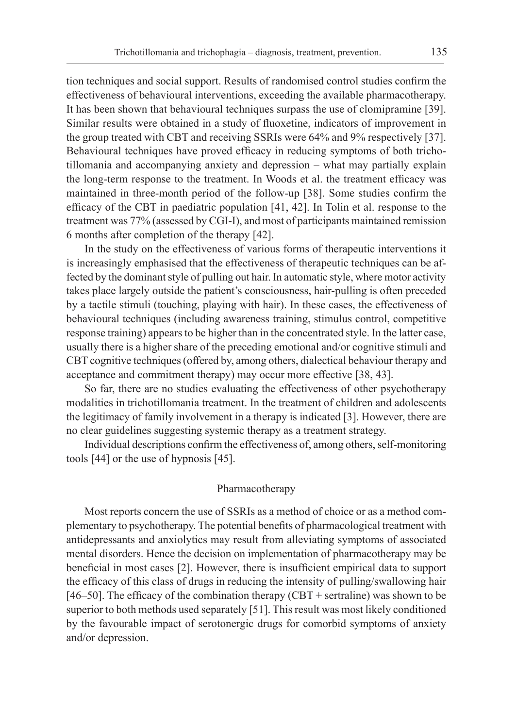tion techniques and social support. Results of randomised control studies confirm the effectiveness of behavioural interventions, exceeding the available pharmacotherapy. It has been shown that behavioural techniques surpass the use of clomipramine [39]. Similar results were obtained in a study of fluoxetine, indicators of improvement in the group treated with CBT and receiving SSRIs were 64% and 9% respectively [37]. Behavioural techniques have proved efficacy in reducing symptoms of both trichotillomania and accompanying anxiety and depression – what may partially explain the long-term response to the treatment. In Woods et al. the treatment efficacy was maintained in three-month period of the follow-up [38]. Some studies confirm the efficacy of the CBT in paediatric population [41, 42]. In Tolin et al. response to the treatment was 77% (assessed by CGI-I), and most of participants maintained remission 6 months after completion of the therapy [42].

In the study on the effectiveness of various forms of therapeutic interventions it is increasingly emphasised that the effectiveness of therapeutic techniques can be affected by the dominant style of pulling out hair. In automatic style, where motor activity takes place largely outside the patient's consciousness, hair-pulling is often preceded by a tactile stimuli (touching, playing with hair). In these cases, the effectiveness of behavioural techniques (including awareness training, stimulus control, competitive response training) appears to be higher than in the concentrated style. In the latter case, usually there is a higher share of the preceding emotional and/or cognitive stimuli and CBT cognitive techniques (offered by, among others, dialectical behaviour therapy and acceptance and commitment therapy) may occur more effective [38, 43].

So far, there are no studies evaluating the effectiveness of other psychotherapy modalities in trichotillomania treatment. In the treatment of children and adolescents the legitimacy of family involvement in a therapy is indicated [3]. However, there are no clear guidelines suggesting systemic therapy as a treatment strategy.

Individual descriptions confirm the effectiveness of, among others, self-monitoring tools [44] or the use of hypnosis [45].

## Pharmacotherapy

Most reports concern the use of SSRIs as a method of choice or as a method complementary to psychotherapy. The potential benefits of pharmacological treatment with antidepressants and anxiolytics may result from alleviating symptoms of associated mental disorders. Hence the decision on implementation of pharmacotherapy may be beneficial in most cases [2]. However, there is insufficient empirical data to support the efficacy of this class of drugs in reducing the intensity of pulling/swallowing hair [46–50]. The efficacy of the combination therapy (CBT + sertraline) was shown to be superior to both methods used separately [51]. This result was most likely conditioned by the favourable impact of serotonergic drugs for comorbid symptoms of anxiety and/or depression.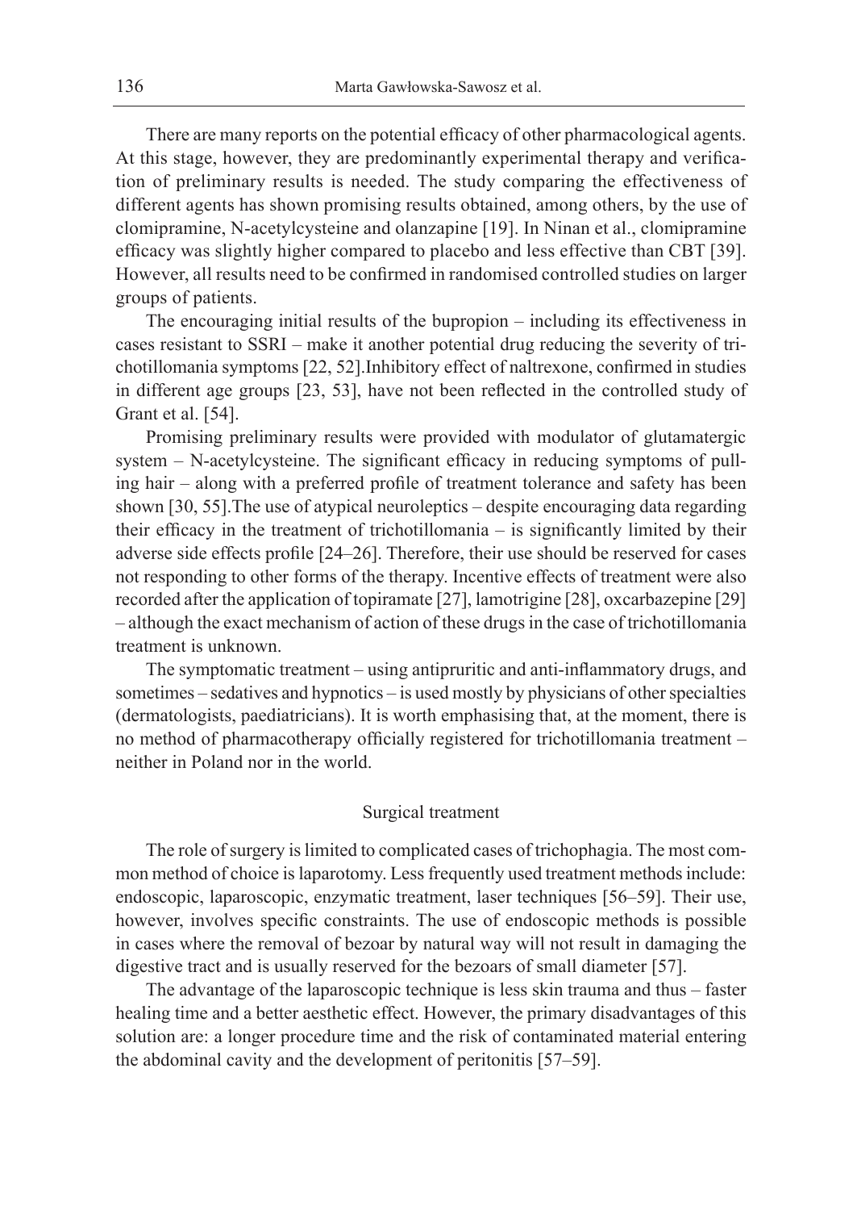There are many reports on the potential efficacy of other pharmacological agents. At this stage, however, they are predominantly experimental therapy and verification of preliminary results is needed. The study comparing the effectiveness of different agents has shown promising results obtained, among others, by the use of clomipramine, N-acetylcysteine and olanzapine [19]. In Ninan et al., clomipramine efficacy was slightly higher compared to placebo and less effective than CBT [39]. However, all results need to be confirmed in randomised controlled studies on larger groups of patients.

The encouraging initial results of the bupropion – including its effectiveness in cases resistant to SSRI – make it another potential drug reducing the severity of trichotillomania symptoms [22, 52].Inhibitory effect of naltrexone, confirmed in studies in different age groups [23, 53], have not been reflected in the controlled study of Grant et al. [54].

Promising preliminary results were provided with modulator of glutamatergic system – N-acetylcysteine. The significant efficacy in reducing symptoms of pulling hair – along with a preferred profile of treatment tolerance and safety has been shown [30, 55].The use of atypical neuroleptics – despite encouraging data regarding their efficacy in the treatment of trichotillomania – is significantly limited by their adverse side effects profile [24–26]. Therefore, their use should be reserved for cases not responding to other forms of the therapy. Incentive effects of treatment were also recorded after the application of topiramate [27], lamotrigine [28], oxcarbazepine [29] – although the exact mechanism of action of these drugs in the case of trichotillomania treatment is unknown.

The symptomatic treatment – using antipruritic and anti-inflammatory drugs, and sometimes – sedatives and hypnotics – is used mostly by physicians of other specialties (dermatologists, paediatricians). It is worth emphasising that, at the moment, there is no method of pharmacotherapy officially registered for trichotillomania treatment – neither in Poland nor in the world.

## Surgical treatment

The role of surgery is limited to complicated cases of trichophagia. The most common method of choice is laparotomy. Less frequently used treatment methods include: endoscopic, laparoscopic, enzymatic treatment, laser techniques [56–59]. Their use, however, involves specific constraints. The use of endoscopic methods is possible in cases where the removal of bezoar by natural way will not result in damaging the digestive tract and is usually reserved for the bezoars of small diameter [57].

The advantage of the laparoscopic technique is less skin trauma and thus – faster healing time and a better aesthetic effect. However, the primary disadvantages of this solution are: a longer procedure time and the risk of contaminated material entering the abdominal cavity and the development of peritonitis [57–59].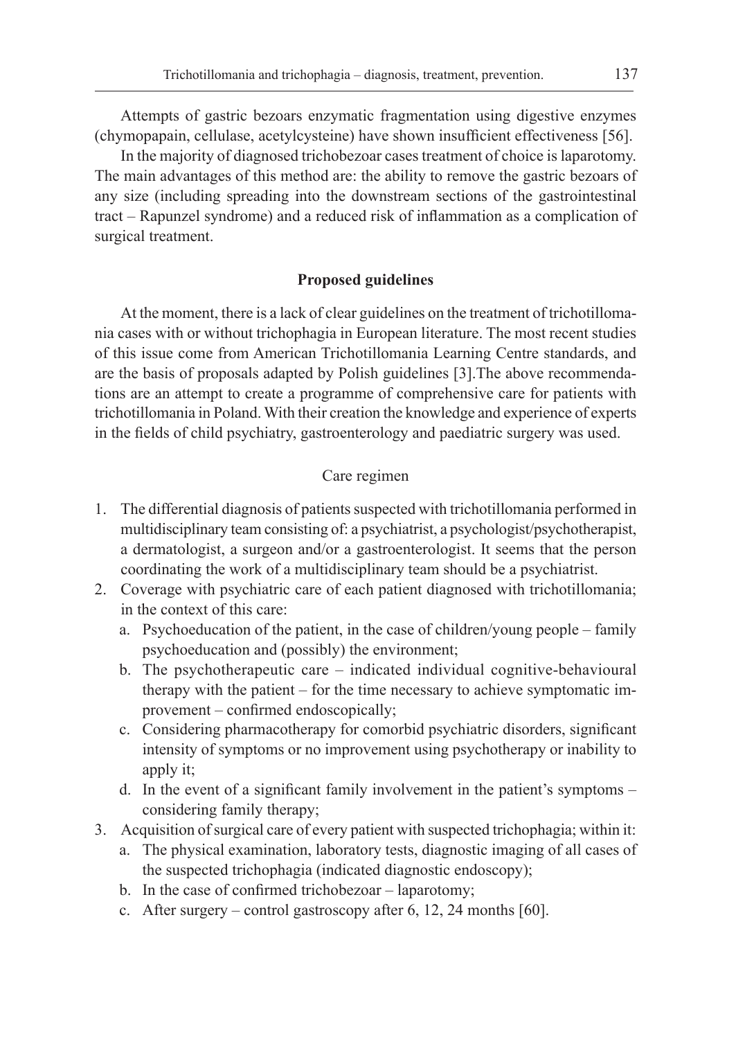Attempts of gastric bezoars enzymatic fragmentation using digestive enzymes (chymopapain, cellulase, acetylcysteine) have shown insufficient effectiveness [56].

In the majority of diagnosed trichobezoar cases treatment of choice is laparotomy. The main advantages of this method are: the ability to remove the gastric bezoars of any size (including spreading into the downstream sections of the gastrointestinal tract – Rapunzel syndrome) and a reduced risk of inflammation as a complication of surgical treatment.

## Proposed guidelines

At the moment, there is a lack of clear guidelines on the treatment of trichotillomania cases with or without trichophagia in European literature. The most recent studies of this issue come from American Trichotillomania Learning Centre standards, and are the basis of proposals adapted by Polish guidelines [3].The above recommendations are an attempt to create a programme of comprehensive care for patients with trichotillomania in Poland. With their creation the knowledge and experience of experts in the fields of child psychiatry, gastroenterology and paediatric surgery was used.

### Care regimen

1. The differential diagnosis of patients suspected with trichotillomania performed in multidisciplinary team consisting of: a psychiatrist, a psychologist/psychotherapist, a dermatologist, a surgeon and/or a gastroenterologist. It seems that the person coordinating the work of a multidisciplinary team should be a psychiatrist.
2. Coverage with psychiatric care of each patient diagnosed with trichotillomania; in the context of this care:
   a. Psychoeducation of the patient, in the case of children/young people – family psychoeducation and (possibly) the environment;
   b. The psychotherapeutic care – indicated individual cognitive-behavioural therapy with the patient – for the time necessary to achieve symptomatic improvement – confirmed endoscopically;
   c. Considering pharmacotherapy for comorbid psychiatric disorders, significant intensity of symptoms or no improvement using psychotherapy or inability to apply it;
   d. In the event of a significant family involvement in the patient's symptoms – considering family therapy;
3. Acquisition of surgical care of every patient with suspected trichophagia; within it:
   a. The physical examination, laboratory tests, diagnostic imaging of all cases of the suspected trichophagia (indicated diagnostic endoscopy);
   b. In the case of confirmed trichobezoar – laparotomy;
   c. After surgery – control gastroscopy after 6, 12, 24 months [60].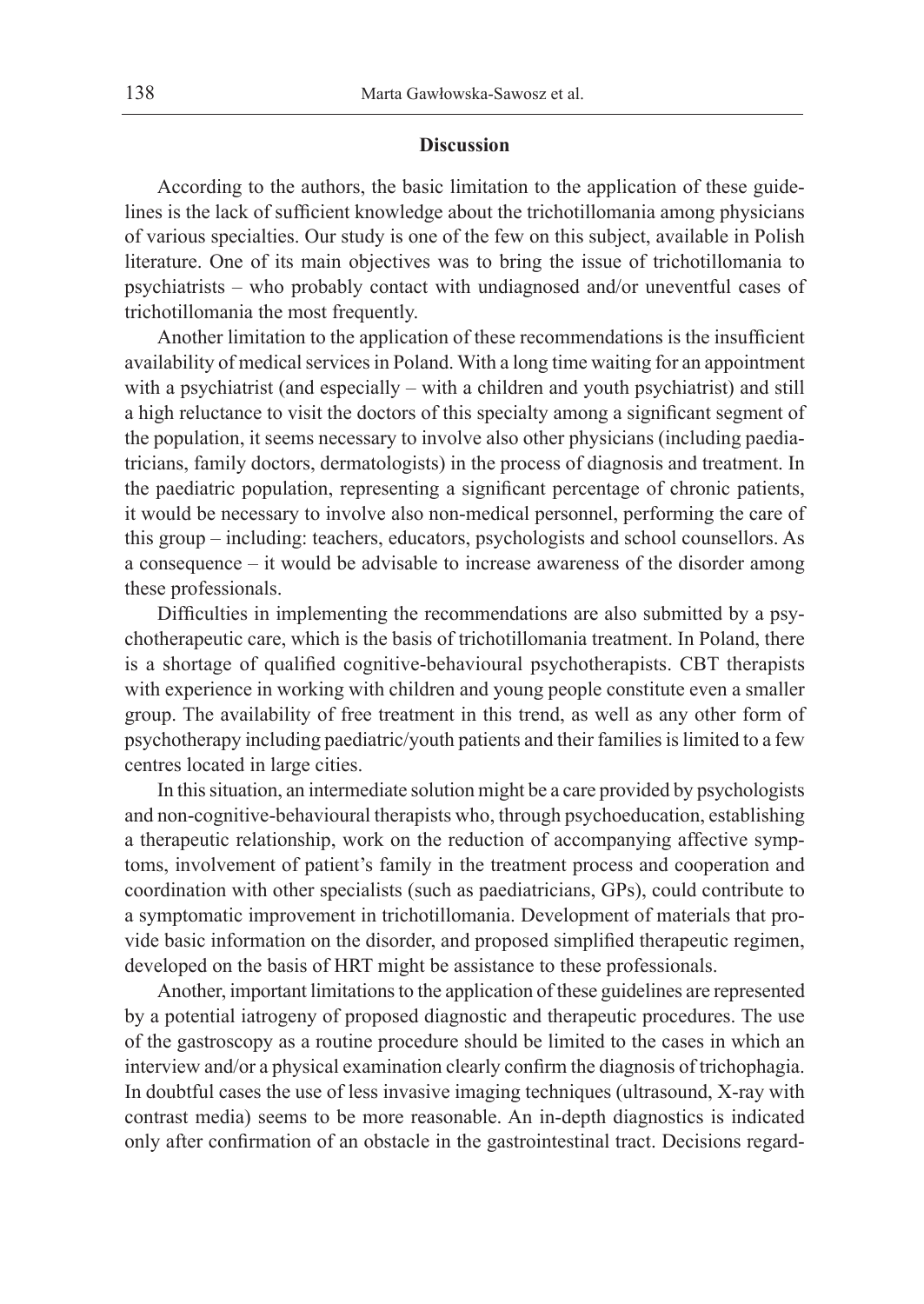## Discussion

According to the authors, the basic limitation to the application of these guidelines is the lack of sufficient knowledge about the trichotillomania among physicians of various specialties. Our study is one of the few on this subject, available in Polish literature. One of its main objectives was to bring the issue of trichotillomania to psychiatrists – who probably contact with undiagnosed and/or uneventful cases of trichotillomania the most frequently.

Another limitation to the application of these recommendations is the insufficient availability of medical services in Poland. With a long time waiting for an appointment with a psychiatrist (and especially – with a children and youth psychiatrist) and still a high reluctance to visit the doctors of this specialty among a significant segment of the population, it seems necessary to involve also other physicians (including paediatricians, family doctors, dermatologists) in the process of diagnosis and treatment. In the paediatric population, representing a significant percentage of chronic patients, it would be necessary to involve also non-medical personnel, performing the care of this group – including: teachers, educators, psychologists and school counsellors. As a consequence – it would be advisable to increase awareness of the disorder among these professionals.

Difficulties in implementing the recommendations are also submitted by a psychotherapeutic care, which is the basis of trichotillomania treatment. In Poland, there is a shortage of qualified cognitive-behavioural psychotherapists. CBT therapists with experience in working with children and young people constitute even a smaller group. The availability of free treatment in this trend, as well as any other form of psychotherapy including paediatric/youth patients and their families is limited to a few centres located in large cities.

In this situation, an intermediate solution might be a care provided by psychologists and non-cognitive-behavioural therapists who, through psychoeducation, establishing a therapeutic relationship, work on the reduction of accompanying affective symptoms, involvement of patient's family in the treatment process and cooperation and coordination with other specialists (such as paediatricians, GPs), could contribute to a symptomatic improvement in trichotillomania. Development of materials that provide basic information on the disorder, and proposed simplified therapeutic regimen, developed on the basis of HRT might be assistance to these professionals.

Another, important limitations to the application of these guidelines are represented by a potential iatrogeny of proposed diagnostic and therapeutic procedures. The use of the gastroscopy as a routine procedure should be limited to the cases in which an interview and/or a physical examination clearly confirm the diagnosis of trichophagia. In doubtful cases the use of less invasive imaging techniques (ultrasound, X-ray with contrast media) seems to be more reasonable. An in-depth diagnostics is indicated only after confirmation of an obstacle in the gastrointestinal tract. Decisions regard-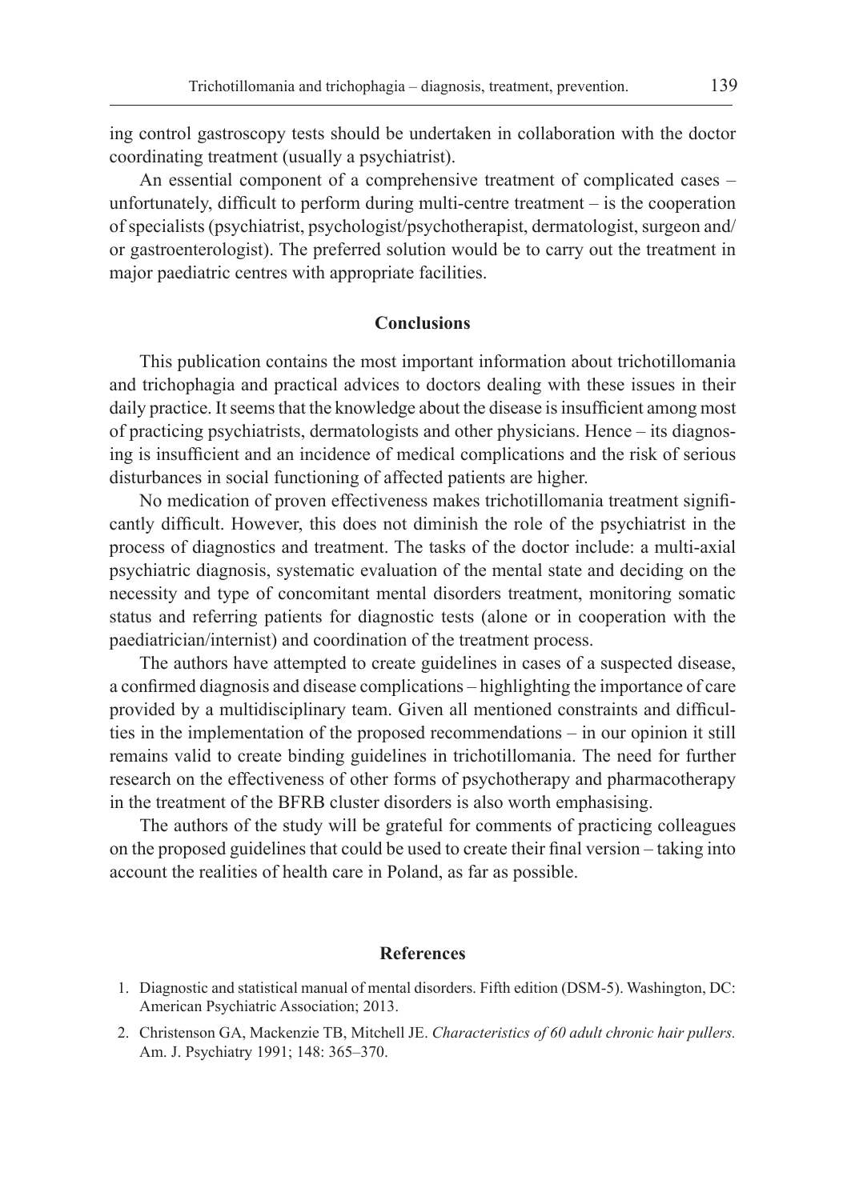ing control gastroscopy tests should be undertaken in collaboration with the doctor coordinating treatment (usually a psychiatrist).

An essential component of a comprehensive treatment of complicated cases – unfortunately, difficult to perform during multi-centre treatment – is the cooperation of specialists (psychiatrist, psychologist/psychotherapist, dermatologist, surgeon and/or gastroenterologist). The preferred solution would be to carry out the treatment in major paediatric centres with appropriate facilities.

## Conclusions

This publication contains the most important information about trichotillomania and trichophagia and practical advices to doctors dealing with these issues in their daily practice. It seems that the knowledge about the disease is insufficient among most of practicing psychiatrists, dermatologists and other physicians. Hence – its diagnosing is insufficient and an incidence of medical complications and the risk of serious disturbances in social functioning of affected patients are higher.

No medication of proven effectiveness makes trichotillomania treatment significantly difficult. However, this does not diminish the role of the psychiatrist in the process of diagnostics and treatment. The tasks of the doctor include: a multi-axial psychiatric diagnosis, systematic evaluation of the mental state and deciding on the necessity and type of concomitant mental disorders treatment, monitoring somatic status and referring patients for diagnostic tests (alone or in cooperation with the paediatrician/internist) and coordination of the treatment process.

The authors have attempted to create guidelines in cases of a suspected disease, a confirmed diagnosis and disease complications – highlighting the importance of care provided by a multidisciplinary team. Given all mentioned constraints and difficulties in the implementation of the proposed recommendations – in our opinion it still remains valid to create binding guidelines in trichotillomania. The need for further research on the effectiveness of other forms of psychotherapy and pharmacotherapy in the treatment of the BFRB cluster disorders is also worth emphasising.

The authors of the study will be grateful for comments of practicing colleagues on the proposed guidelines that could be used to create their final version – taking into account the realities of health care in Poland, as far as possible.

## References

1. Diagnostic and statistical manual of mental disorders. Fifth edition (DSM-5). Washington, DC: American Psychiatric Association; 2013.
2. Christenson GA, Mackenzie TB, Mitchell JE. *Characteristics of 60 adult chronic hair pullers.* Am. J. Psychiatry 1991; 148: 365–370.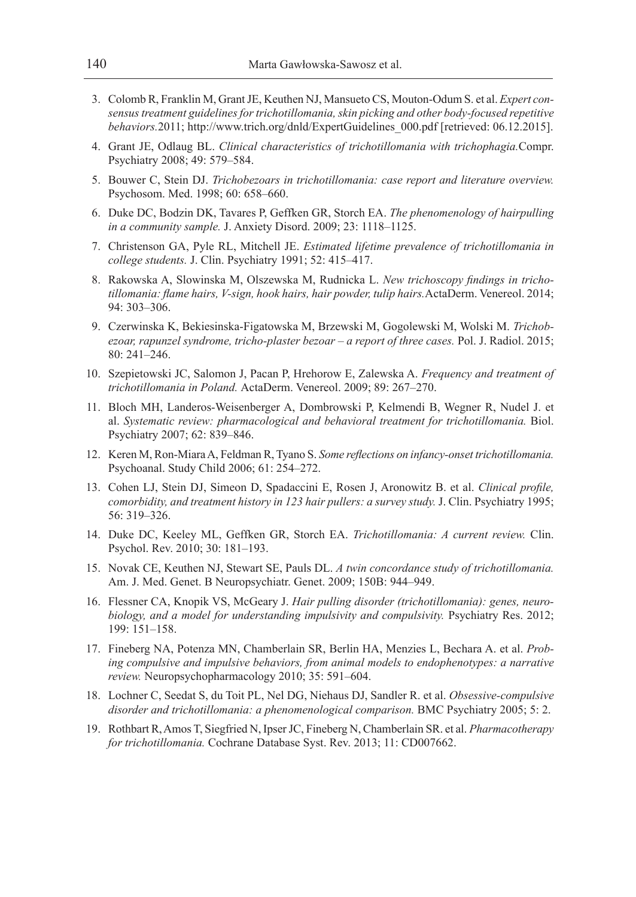3. Colomb R, Franklin M, Grant JE, Keuthen NJ, Mansueto CS, Mouton-Odum S. et al. *Expert consensus treatment guidelines for trichotillomania, skin picking and other body-focused repetitive behaviors.* 2011; http://www.trich.org/dnld/ExpertGuidelines_000.pdf [retrieved: 06.12.2015].
4. Grant JE, Odlaug BL. *Clinical characteristics of trichotillomania with trichophagia.* Compr. Psychiatry 2008; 49: 579–584.
5. Bouwer C, Stein DJ. *Trichobezoars in trichotillomania: case report and literature overview.* Psychosom. Med. 1998; 60: 658–660.
6. Duke DC, Bodzin DK, Tavares P, Geffken GR, Storch EA. *The phenomenology of hairpulling in a community sample.* J. Anxiety Disord. 2009; 23: 1118–1125.
7. Christenson GA, Pyle RL, Mitchell JE. *Estimated lifetime prevalence of trichotillomania in college students.* J. Clin. Psychiatry 1991; 52: 415–417.
8. Rakowska A, Slowinska M, Olszewska M, Rudnicka L. *New trichoscopy findings in trichotillomania: flame hairs, V-sign, hook hairs, hair powder, tulip hairs.* ActaDerm. Venereol. 2014; 94: 303–306.
9. Czerwinska K, Bekiesinska-Figatowska M, Brzewski M, Gogolewski M, Wolski M. *Trichobezoar, rapunzel syndrome, tricho-plaster bezoar – a report of three cases.* Pol. J. Radiol. 2015; 80: 241–246.
10. Szepietowski JC, Salomon J, Pacan P, Hrehorow E, Zalewska A. *Frequency and treatment of trichotillomania in Poland.* ActaDerm. Venereol. 2009; 89: 267–270.
11. Bloch MH, Landeros-Weisenberger A, Dombrowski P, Kelmendi B, Wegner R, Nudel J. et al. *Systematic review: pharmacological and behavioral treatment for trichotillomania.* Biol. Psychiatry 2007; 62: 839–846.
12. Keren M, Ron-Miara A, Feldman R, Tyano S. *Some reflections on infancy-onset trichotillomania.* Psychoanal. Study Child 2006; 61: 254–272.
13. Cohen LJ, Stein DJ, Simeon D, Spadaccini E, Rosen J, Aronowitz B. et al. *Clinical profile, comorbidity, and treatment history in 123 hair pullers: a survey study.* J. Clin. Psychiatry 1995; 56: 319–326.
14. Duke DC, Keeley ML, Geffken GR, Storch EA. *Trichotillomania: A current review.* Clin. Psychol. Rev. 2010; 30: 181–193.
15. Novak CE, Keuthen NJ, Stewart SE, Pauls DL. *A twin concordance study of trichotillomania.* Am. J. Med. Genet. B Neuropsychiatr. Genet. 2009; 150B: 944–949.
16. Flessner CA, Knopik VS, McGeary J. *Hair pulling disorder (trichotillomania): genes, neurobiology, and a model for understanding impulsivity and compulsivity.* Psychiatry Res. 2012; 199: 151–158.
17. Fineberg NA, Potenza MN, Chamberlain SR, Berlin HA, Menzies L, Bechara A. et al. *Probing compulsive and impulsive behaviors, from animal models to endophenotypes: a narrative review.* Neuropsychopharmacology 2010; 35: 591–604.
18. Lochner C, Seedat S, du Toit PL, Nel DG, Niehaus DJ, Sandler R. et al. *Obsessive-compulsive disorder and trichotillomania: a phenomenological comparison.* BMC Psychiatry 2005; 5: 2.
19. Rothbart R, Amos T, Siegfried N, Ipser JC, Fineberg N, Chamberlain SR. et al. *Pharmacotherapy for trichotillomania.* Cochrane Database Syst. Rev. 2013; 11: CD007662.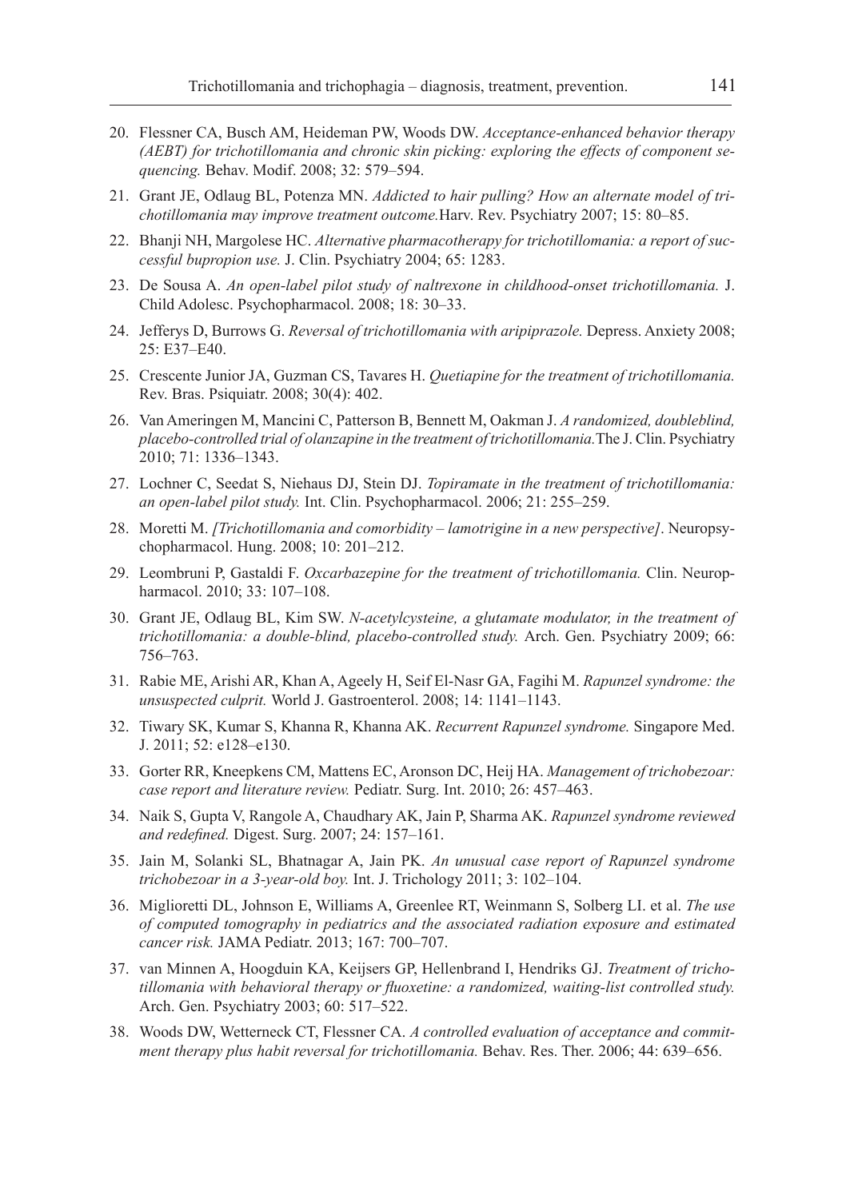20. Flessner CA, Busch AM, Heideman PW, Woods DW. *Acceptance-enhanced behavior therapy (AEBT) for trichotillomania and chronic skin picking: exploring the effects of component sequencing.* Behav. Modif. 2008; 32: 579–594.
21. Grant JE, Odlaug BL, Potenza MN. *Addicted to hair pulling? How an alternate model of trichotillomania may improve treatment outcome.* Harv. Rev. Psychiatry 2007; 15: 80–85.
22. Bhanji NH, Margolese HC. *Alternative pharmacotherapy for trichotillomania: a report of successful bupropion use.* J. Clin. Psychiatry 2004; 65: 1283.
23. De Sousa A. *An open-label pilot study of naltrexone in childhood-onset trichotillomania.* J. Child Adolesc. Psychopharmacol. 2008; 18: 30–33.
24. Jefferys D, Burrows G. *Reversal of trichotillomania with aripiprazole.* Depress. Anxiety 2008; 25: E37–E40.
25. Crescente Junior JA, Guzman CS, Tavares H. *Quetiapine for the treatment of trichotillomania.* Rev. Bras. Psiquiatr. 2008; 30(4): 402.
26. Van Ameringen M, Mancini C, Patterson B, Bennett M, Oakman J. *A randomized, doubleblind, placebo-controlled trial of olanzapine in the treatment of trichotillomania.* The J. Clin. Psychiatry 2010; 71: 1336–1343.
27. Lochner C, Seedat S, Niehaus DJ, Stein DJ. *Topiramate in the treatment of trichotillomania: an open-label pilot study.* Int. Clin. Psychopharmacol. 2006; 21: 255–259.
28. Moretti M. *[Trichotillomania and comorbidity – lamotrigine in a new perspective]*. Neuropsychopharmacol. Hung. 2008; 10: 201–212.
29. Leombruni P, Gastaldi F. *Oxcarbazepine for the treatment of trichotillomania.* Clin. Neuropharmacol. 2010; 33: 107–108.
30. Grant JE, Odlaug BL, Kim SW. *N-acetylcysteine, a glutamate modulator, in the treatment of trichotillomania: a double-blind, placebo-controlled study.* Arch. Gen. Psychiatry 2009; 66: 756–763.
31. Rabie ME, Arishi AR, Khan A, Ageely H, Seif El-Nasr GA, Fagihi M. *Rapunzel syndrome: the unsuspected culprit.* World J. Gastroenterol. 2008; 14: 1141–1143.
32. Tiwary SK, Kumar S, Khanna R, Khanna AK. *Recurrent Rapunzel syndrome.* Singapore Med. J. 2011; 52: e128–e130.
33. Gorter RR, Kneepkens CM, Mattens EC, Aronson DC, Heij HA. *Management of trichobezoar: case report and literature review.* Pediatr. Surg. Int. 2010; 26: 457–463.
34. Naik S, Gupta V, Rangole A, Chaudhary AK, Jain P, Sharma AK. *Rapunzel syndrome reviewed and redefined.* Digest. Surg. 2007; 24: 157–161.
35. Jain M, Solanki SL, Bhatnagar A, Jain PK. *An unusual case report of Rapunzel syndrome trichobezoar in a 3-year-old boy.* Int. J. Trichology 2011; 3: 102–104.
36. Miglioretti DL, Johnson E, Williams A, Greenlee RT, Weinmann S, Solberg LI. et al. *The use of computed tomography in pediatrics and the associated radiation exposure and estimated cancer risk.* JAMA Pediatr. 2013; 167: 700–707.
37. van Minnen A, Hoogduin KA, Keijsers GP, Hellenbrand I, Hendriks GJ. *Treatment of trichotillomania with behavioral therapy or fluoxetine: a randomized, waiting-list controlled study.* Arch. Gen. Psychiatry 2003; 60: 517–522.
38. Woods DW, Wetterneck CT, Flessner CA. *A controlled evaluation of acceptance and commitment therapy plus habit reversal for trichotillomania.* Behav. Res. Ther. 2006; 44: 639–656.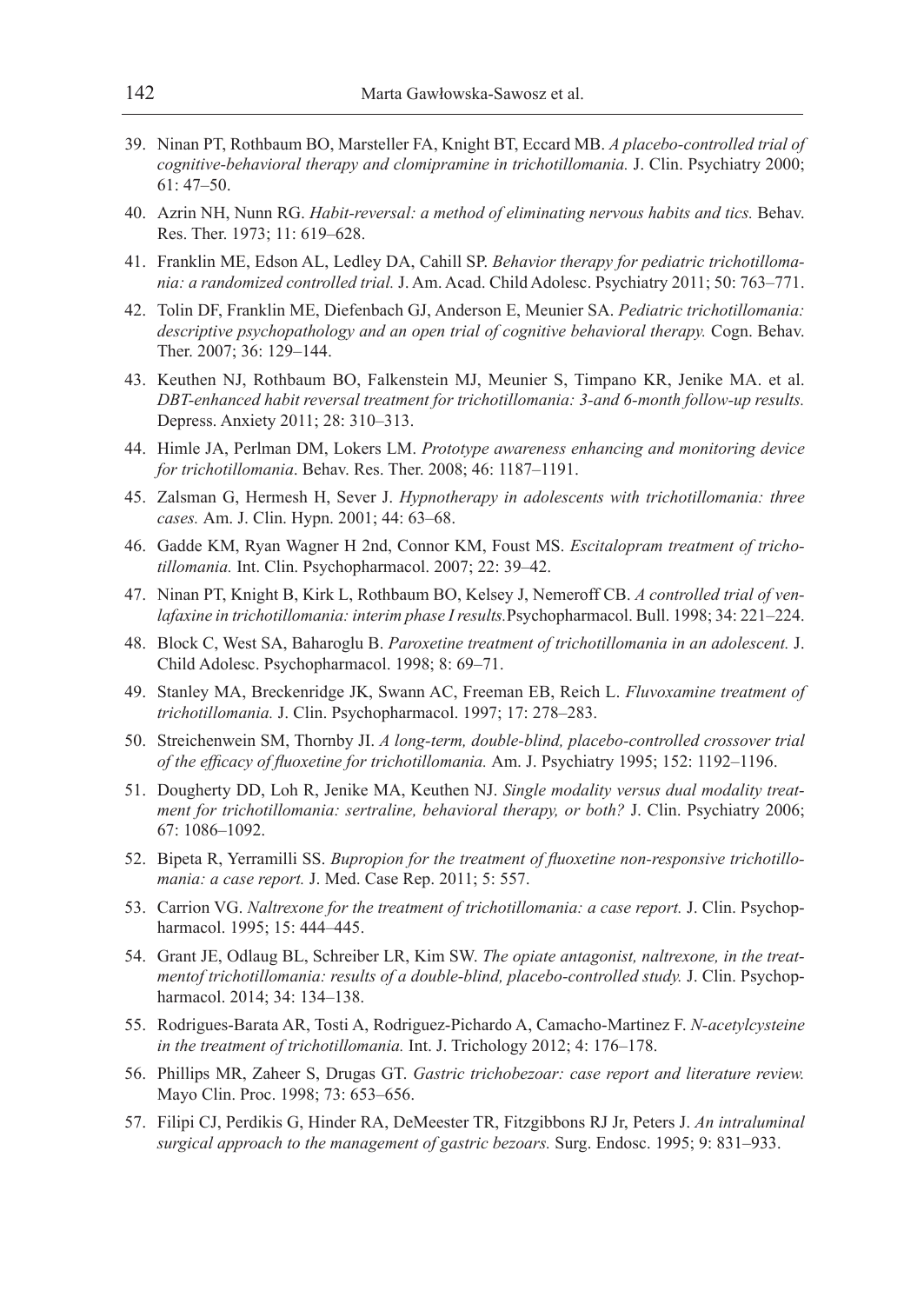39. Ninan PT, Rothbaum BO, Marsteller FA, Knight BT, Eccard MB. *A placebo-controlled trial of cognitive-behavioral therapy and clomipramine in trichotillomania.* J. Clin. Psychiatry 2000; 61: 47–50.
40. Azrin NH, Nunn RG. *Habit-reversal: a method of eliminating nervous habits and tics.* Behav. Res. Ther. 1973; 11: 619–628.
41. Franklin ME, Edson AL, Ledley DA, Cahill SP. *Behavior therapy for pediatric trichotillomania: a randomized controlled trial.* J. Am. Acad. Child Adolesc. Psychiatry 2011; 50: 763–771.
42. Tolin DF, Franklin ME, Diefenbach GJ, Anderson E, Meunier SA. *Pediatric trichotillomania: descriptive psychopathology and an open trial of cognitive behavioral therapy.* Cogn. Behav. Ther. 2007; 36: 129–144.
43. Keuthen NJ, Rothbaum BO, Falkenstein MJ, Meunier S, Timpano KR, Jenike MA. et al. *DBT-enhanced habit reversal treatment for trichotillomania: 3-and 6-month follow-up results.* Depress. Anxiety 2011; 28: 310–313.
44. Himle JA, Perlman DM, Lokers LM. *Prototype awareness enhancing and monitoring device for trichotillomania*. Behav. Res. Ther. 2008; 46: 1187–1191.
45. Zalsman G, Hermesh H, Sever J. *Hypnotherapy in adolescents with trichotillomania: three cases.* Am. J. Clin. Hypn. 2001; 44: 63–68.
46. Gadde KM, Ryan Wagner H 2nd, Connor KM, Foust MS. *Escitalopram treatment of trichotillomania.* Int. Clin. Psychopharmacol. 2007; 22: 39–42.
47. Ninan PT, Knight B, Kirk L, Rothbaum BO, Kelsey J, Nemeroff CB. *A controlled trial of venlafaxine in trichotillomania: interim phase I results.* Psychopharmacol. Bull. 1998; 34: 221–224.
48. Block C, West SA, Baharoglu B. *Paroxetine treatment of trichotillomania in an adolescent.* J. Child Adolesc. Psychopharmacol. 1998; 8: 69–71.
49. Stanley MA, Breckenridge JK, Swann AC, Freeman EB, Reich L. *Fluvoxamine treatment of trichotillomania.* J. Clin. Psychopharmacol. 1997; 17: 278–283.
50. Streichenwein SM, Thornby JI. *A long-term, double-blind, placebo-controlled crossover trial of the efficacy of fluoxetine for trichotillomania.* Am. J. Psychiatry 1995; 152: 1192–1196.
51. Dougherty DD, Loh R, Jenike MA, Keuthen NJ. *Single modality versus dual modality treatment for trichotillomania: sertraline, behavioral therapy, or both?* J. Clin. Psychiatry 2006; 67: 1086–1092.
52. Bipeta R, Yerramilli SS. *Bupropion for the treatment of fluoxetine non-responsive trichotillomania: a case report.* J. Med. Case Rep. 2011; 5: 557.
53. Carrion VG. *Naltrexone for the treatment of trichotillomania: a case report.* J. Clin. Psychopharmacol. 1995; 15: 444–445.
54. Grant JE, Odlaug BL, Schreiber LR, Kim SW. *The opiate antagonist, naltrexone, in the treatmentof trichotillomania: results of a double-blind, placebo-controlled study.* J. Clin. Psychopharmacol. 2014; 34: 134–138.
55. Rodrigues-Barata AR, Tosti A, Rodriguez-Pichardo A, Camacho-Martinez F. *N-acetylcysteine in the treatment of trichotillomania.* Int. J. Trichology 2012; 4: 176–178.
56. Phillips MR, Zaheer S, Drugas GT. *Gastric trichobezoar: case report and literature review.* Mayo Clin. Proc. 1998; 73: 653–656.
57. Filipi CJ, Perdikis G, Hinder RA, DeMeester TR, Fitzgibbons RJ Jr, Peters J. *An intraluminal surgical approach to the management of gastric bezoars.* Surg. Endosc. 1995; 9: 831–933.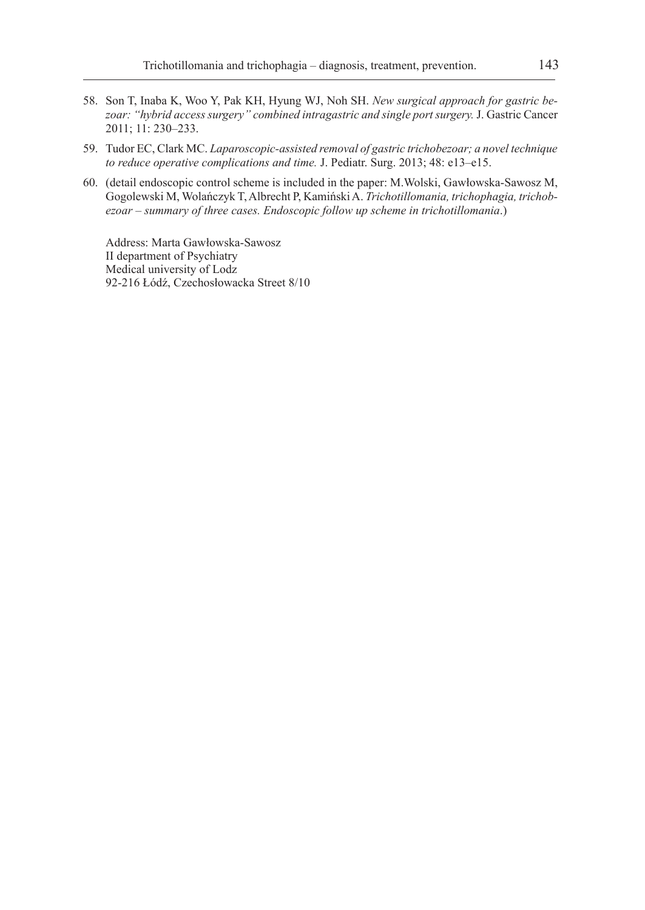58. Son T, Inaba K, Woo Y, Pak KH, Hyung WJ, Noh SH. *New surgical approach for gastric bezoar: "hybrid access surgery" combined intragastric and single port surgery.* J. Gastric Cancer 2011; 11: 230–233.
59. Tudor EC, Clark MC. *Laparoscopic-assisted removal of gastric trichobezoar; a novel technique to reduce operative complications and time.* J. Pediatr. Surg. 2013; 48: e13–e15.
60. (detail endoscopic control scheme is included in the paper: M.Wolski, Gawłowska-Sawosz M, Gogolewski M, Wolańczyk T, Albrecht P, Kamiński A. *Trichotillomania, trichophagia, trichobezoar – summary of three cases. Endoscopic follow up scheme in trichotillomania*.)

Address: Marta Gawłowska-Sawosz
II department of Psychiatry
Medical university of Lodz
92-216 Łódź, Czechosłowacka Street 8/10